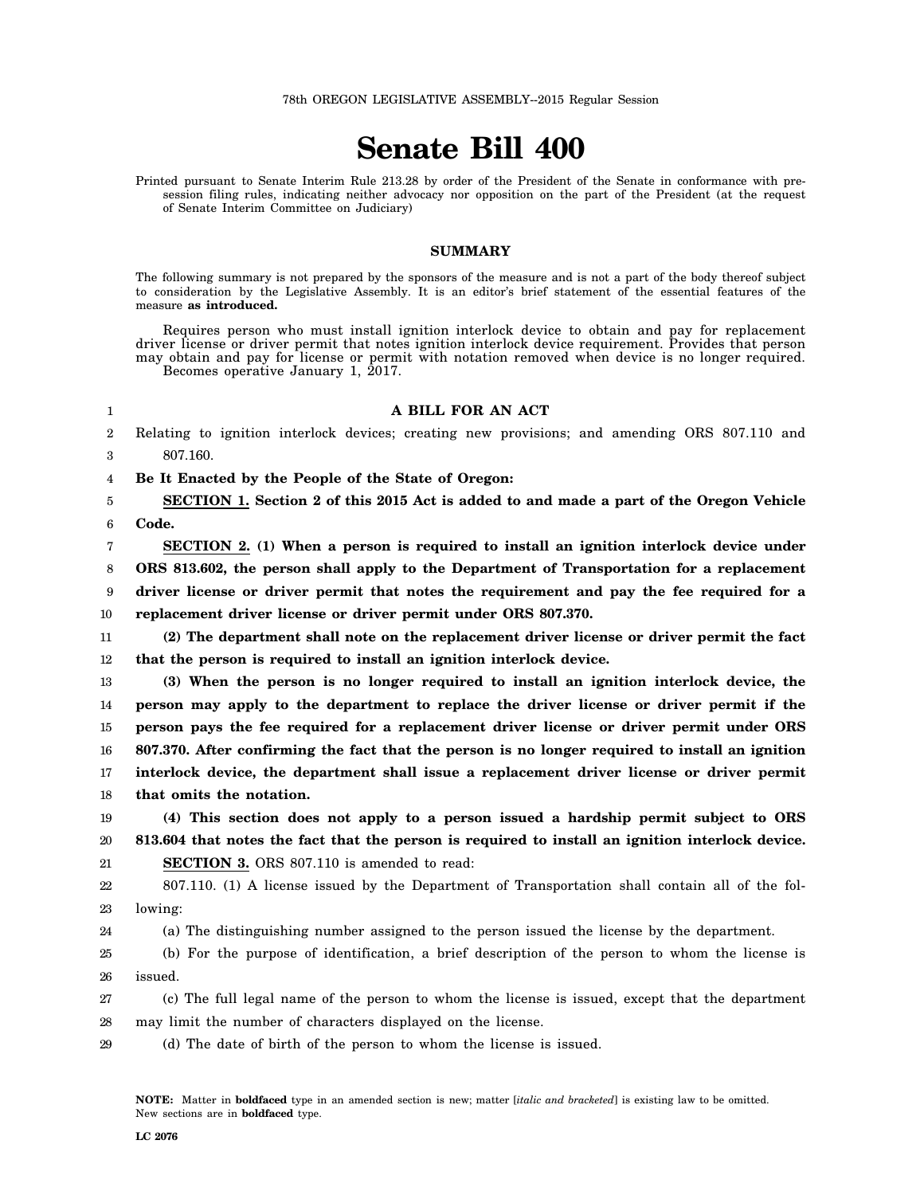78th OREGON LEGISLATIVE ASSEMBLY--2015 Regular Session

# Senate Bill 400

Printed pursuant to Senate Interim Rule 213.28 by order of the President of the Senate in conformance with presession filing rules, indicating neither advocacy nor opposition on the part of the President (at the request of Senate Interim Committee on Judiciary)

## SUMMARY

The following summary is not prepared by the sponsors of the measure and is not a part of the body thereof subject to consideration by the Legislative Assembly. It is an editor's brief statement of the essential features of the measure **as introduced.**

Requires person who must install ignition interlock device to obtain and pay for replacement driver license or driver permit that notes ignition interlock device requirement. Provides that person may obtain and pay for license or permit with notation removed when device is no longer required.
Becomes operative January 1, 2017.

**A BILL FOR AN ACT**

Relating to ignition interlock devices; creating new provisions; and amending ORS 807.110 and 807.160.

**Be It Enacted by the People of the State of Oregon:**

**SECTION 1. Section 2 of this 2015 Act is added to and made a part of the Oregon Vehicle Code.**

**SECTION 2. (1) When a person is required to install an ignition interlock device under ORS 813.602, the person shall apply to the Department of Transportation for a replacement driver license or driver permit that notes the requirement and pay the fee required for a replacement driver license or driver permit under ORS 807.370.**

**(2) The department shall note on the replacement driver license or driver permit the fact that the person is required to install an ignition interlock device.**

**(3) When the person is no longer required to install an ignition interlock device, the person may apply to the department to replace the driver license or driver permit if the person pays the fee required for a replacement driver license or driver permit under ORS 807.370. After confirming the fact that the person is no longer required to install an ignition interlock device, the department shall issue a replacement driver license or driver permit that omits the notation.**

**(4) This section does not apply to a person issued a hardship permit subject to ORS 813.604 that notes the fact that the person is required to install an ignition interlock device.**

**SECTION 3.** ORS 807.110 is amended to read:

807.110. (1) A license issued by the Department of Transportation shall contain all of the following:

(a) The distinguishing number assigned to the person issued the license by the department.

(b) For the purpose of identification, a brief description of the person to whom the license is issued.

(c) The full legal name of the person to whom the license is issued, except that the department may limit the number of characters displayed on the license.

(d) The date of birth of the person to whom the license is issued.

**NOTE:** Matter in **boldfaced** type in an amended section is new; matter [*italic and bracketed*] is existing law to be omitted. New sections are in **boldfaced** type.

LC 2076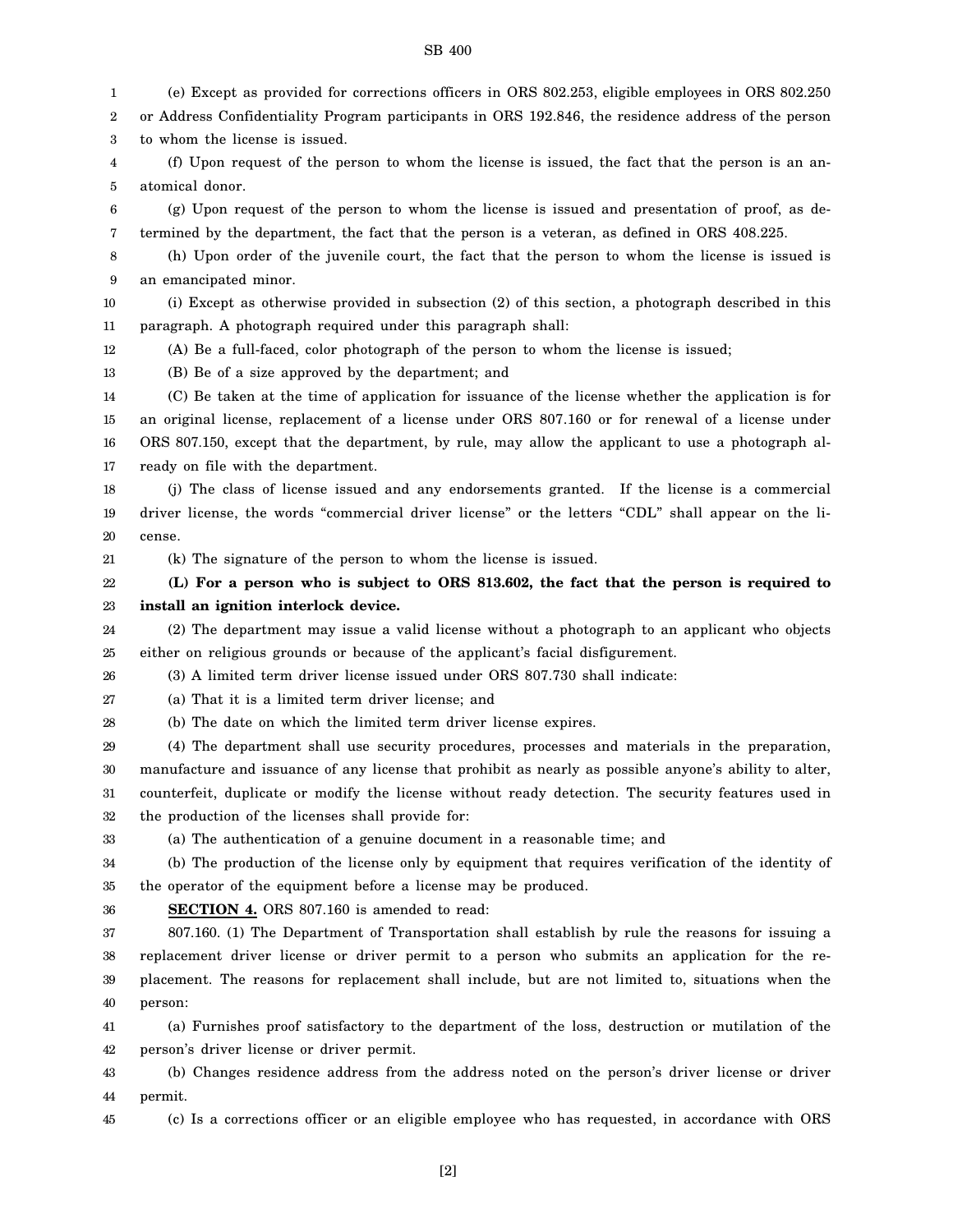(e) Except as provided for corrections officers in ORS 802.253, eligible employees in ORS 802.250 or Address Confidentiality Program participants in ORS 192.846, the residence address of the person to whom the license is issued.

(f) Upon request of the person to whom the license is issued, the fact that the person is an anatomical donor.

(g) Upon request of the person to whom the license is issued and presentation of proof, as determined by the department, the fact that the person is a veteran, as defined in ORS 408.225.

(h) Upon order of the juvenile court, the fact that the person to whom the license is issued is an emancipated minor.

(i) Except as otherwise provided in subsection (2) of this section, a photograph described in this paragraph. A photograph required under this paragraph shall:

(A) Be a full-faced, color photograph of the person to whom the license is issued;

(B) Be of a size approved by the department; and

(C) Be taken at the time of application for issuance of the license whether the application is for an original license, replacement of a license under ORS 807.160 or for renewal of a license under ORS 807.150, except that the department, by rule, may allow the applicant to use a photograph already on file with the department.

(j) The class of license issued and any endorsements granted. If the license is a commercial driver license, the words "commercial driver license" or the letters "CDL" shall appear on the license.

(k) The signature of the person to whom the license is issued.

**(L) For a person who is subject to ORS 813.602, the fact that the person is required to install an ignition interlock device.**

(2) The department may issue a valid license without a photograph to an applicant who objects either on religious grounds or because of the applicant's facial disfigurement.

(3) A limited term driver license issued under ORS 807.730 shall indicate:

(a) That it is a limited term driver license; and

(b) The date on which the limited term driver license expires.

(4) The department shall use security procedures, processes and materials in the preparation, manufacture and issuance of any license that prohibit as nearly as possible anyone's ability to alter, counterfeit, duplicate or modify the license without ready detection. The security features used in the production of the licenses shall provide for:

(a) The authentication of a genuine document in a reasonable time; and

(b) The production of the license only by equipment that requires verification of the identity of the operator of the equipment before a license may be produced.

**SECTION 4.** ORS 807.160 is amended to read:

807.160. (1) The Department of Transportation shall establish by rule the reasons for issuing a replacement driver license or driver permit to a person who submits an application for the replacement. The reasons for replacement shall include, but are not limited to, situations when the person:

(a) Furnishes proof satisfactory to the department of the loss, destruction or mutilation of the person's driver license or driver permit.

(b) Changes residence address from the address noted on the person's driver license or driver permit.

(c) Is a corrections officer or an eligible employee who has requested, in accordance with ORS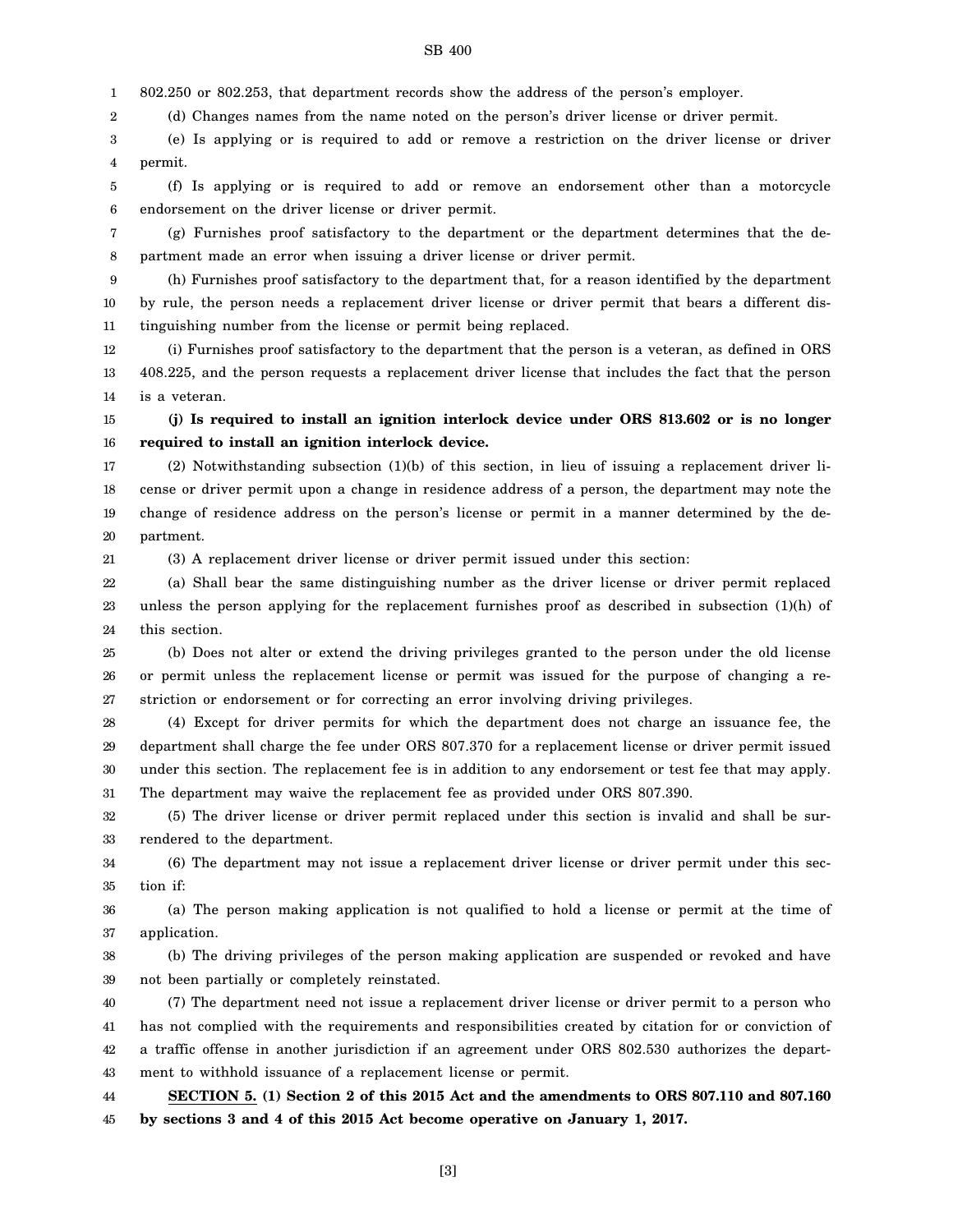802.250 or 802.253, that department records show the address of the person's employer.

(d) Changes names from the name noted on the person's driver license or driver permit.

(e) Is applying or is required to add or remove a restriction on the driver license or driver permit.

(f) Is applying or is required to add or remove an endorsement other than a motorcycle endorsement on the driver license or driver permit.

(g) Furnishes proof satisfactory to the department or the department determines that the department made an error when issuing a driver license or driver permit.

(h) Furnishes proof satisfactory to the department that, for a reason identified by the department by rule, the person needs a replacement driver license or driver permit that bears a different distinguishing number from the license or permit being replaced.

(i) Furnishes proof satisfactory to the department that the person is a veteran, as defined in ORS 408.225, and the person requests a replacement driver license that includes the fact that the person is a veteran.

**(j) Is required to install an ignition interlock device under ORS 813.602 or is no longer required to install an ignition interlock device.**

(2) Notwithstanding subsection (1)(b) of this section, in lieu of issuing a replacement driver license or driver permit upon a change in residence address of a person, the department may note the change of residence address on the person's license or permit in a manner determined by the department.

(3) A replacement driver license or driver permit issued under this section:

(a) Shall bear the same distinguishing number as the driver license or driver permit replaced unless the person applying for the replacement furnishes proof as described in subsection (1)(h) of this section.

(b) Does not alter or extend the driving privileges granted to the person under the old license or permit unless the replacement license or permit was issued for the purpose of changing a restriction or endorsement or for correcting an error involving driving privileges.

(4) Except for driver permits for which the department does not charge an issuance fee, the department shall charge the fee under ORS 807.370 for a replacement license or driver permit issued under this section. The replacement fee is in addition to any endorsement or test fee that may apply. The department may waive the replacement fee as provided under ORS 807.390.

(5) The driver license or driver permit replaced under this section is invalid and shall be surrendered to the department.

(6) The department may not issue a replacement driver license or driver permit under this section if:

(a) The person making application is not qualified to hold a license or permit at the time of application.

(b) The driving privileges of the person making application are suspended or revoked and have not been partially or completely reinstated.

(7) The department need not issue a replacement driver license or driver permit to a person who has not complied with the requirements and responsibilities created by citation for or conviction of a traffic offense in another jurisdiction if an agreement under ORS 802.530 authorizes the department to withhold issuance of a replacement license or permit.

**SECTION 5. (1) Section 2 of this 2015 Act and the amendments to ORS 807.110 and 807.160 by sections 3 and 4 of this 2015 Act become operative on January 1, 2017.**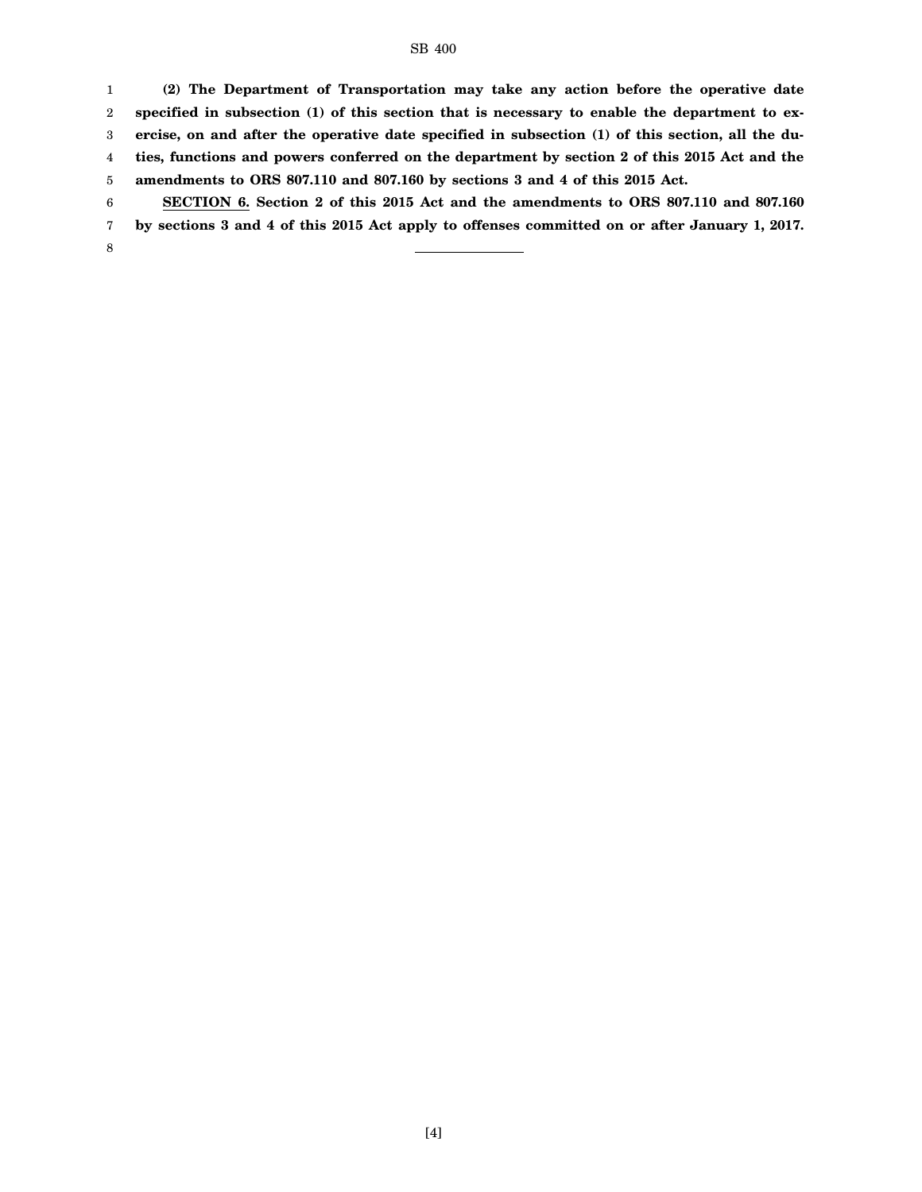**(2) The Department of Transportation may take any action before the operative date specified in subsection (1) of this section that is necessary to enable the department to exercise, on and after the operative date specified in subsection (1) of this section, all the duties, functions and powers conferred on the department by section 2 of this 2015 Act and the amendments to ORS 807.110 and 807.160 by sections 3 and 4 of this 2015 Act.**

**SECTION 6. Section 2 of this 2015 Act and the amendments to ORS 807.110 and 807.160 by sections 3 and 4 of this 2015 Act apply to offenses committed on or after January 1, 2017.**